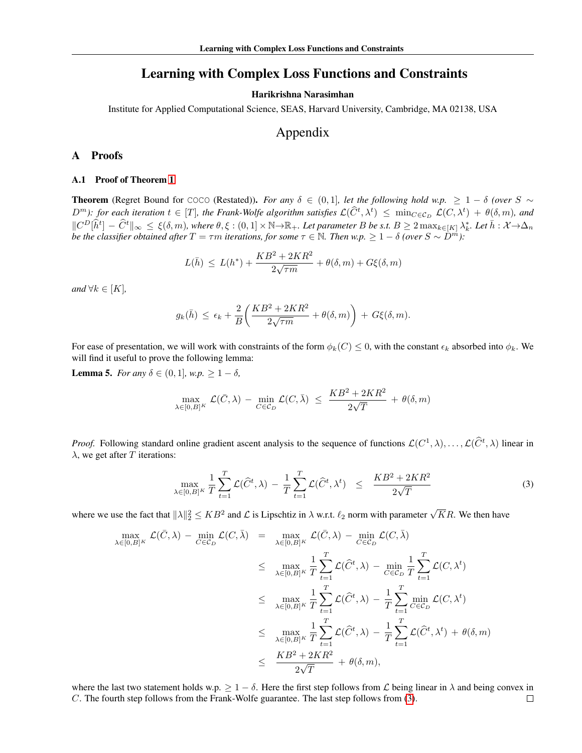# Learning with Complex Loss Functions and Constraints

**Harikrishna Narasimhan**

Institute for Applied Computational Science, SEAS, Harvard University, Cambridge, MA 02138, USA

## Appendix

## A Proofs

### A.1 Proof of Theorem 1

**Theorem** (Regret Bound for COCO (Restated))**.** *For any $\delta \in (0,1]$, let the following hold w.p. $\geq 1-\delta$ (over $S \sim D^m$): for each iteration $t \in [T]$, the Frank-Wolfe algorithm satisfies $\mathcal{L}(\widehat{C}^t, \lambda^t) \leq \min_{C \in \mathcal{C}_D} \mathcal{L}(C, \lambda^t) + \theta(\delta, m)$, and $\|C^D[\widehat{h}^t] - \widehat{C}^t\|_\infty \leq \xi(\delta, m)$, where $\theta, \xi : (0,1] \times \mathbb{N} \to \mathbb{R}_+$. Let parameter $B$ be s.t. $B \geq 2\max_{k \in [K]} \lambda^*_k$. Let $\bar{h} : \mathcal{X} \to \Delta_n$ be the classifier obtained after $T = \tau m$ iterations, for some $\tau \in \mathbb{N}$. Then w.p. $\geq 1-\delta$ (over $S \sim D^m$):*

$$L(\bar{h}) \leq L(h^*) + \frac{KB^2 + 2KR^2}{2\sqrt{\tau m}} + \theta(\delta, m) + G\xi(\delta, m)$$

*and $\forall k \in [K]$,*

$$g_k(\bar{h}) \leq \epsilon_k + \frac{2}{B}\left(\frac{KB^2 + 2KR^2}{2\sqrt{\tau m}} + \theta(\delta, m)\right) + G\xi(\delta, m).$$

For ease of presentation, we will work with constraints of the form $\phi_k(C) \leq 0$, with the constant $\epsilon_k$ absorbed into $\phi_k$. We will find it useful to prove the following lemma:

**Lemma 5.** *For any $\delta \in (0,1]$, w.p. $\geq 1-\delta$,*

$$\max_{\lambda \in [0,B]^K} \mathcal{L}(\bar{C}, \lambda) - \min_{C \in \mathcal{C}_D} \mathcal{L}(C, \bar{\lambda}) \leq \frac{KB^2 + 2KR^2}{2\sqrt{T}} + \theta(\delta, m)$$

*Proof.* Following standard online gradient ascent analysis to the sequence of functions $\mathcal{L}(C^1, \lambda), \ldots, \mathcal{L}(\widehat{C}^t, \lambda)$ linear in $\lambda$, we get after $T$ iterations:

$$\max_{\lambda \in [0,B]^K} \frac{1}{T}\sum_{t=1}^{T} \mathcal{L}(\widehat{C}^t, \lambda) - \frac{1}{T}\sum_{t=1}^{T} \mathcal{L}(\widehat{C}^t, \lambda^t) \leq \frac{KB^2 + 2KR^2}{2\sqrt{T}} \tag{3}$$

where we use the fact that $\|\lambda\|_2^2 \leq KB^2$ and $\mathcal{L}$ is Lipschtiz in $\lambda$ w.r.t. $\ell_2$ norm with parameter $\sqrt{K}R$. We then have

$$\begin{aligned}
\max_{\lambda \in [0,B]^K} \mathcal{L}(\bar{C}, \lambda) - \min_{C \in \mathcal{C}_D} \mathcal{L}(C, \bar{\lambda}) &= \max_{\lambda \in [0,B]^K} \mathcal{L}(\bar{C}, \lambda) - \min_{C \in \mathcal{C}_D} \mathcal{L}(C, \bar{\lambda}) \\
&\leq \max_{\lambda \in [0,B]^K} \frac{1}{T}\sum_{t=1}^{T} \mathcal{L}(\widehat{C}^t, \lambda) - \min_{C \in \mathcal{C}_D} \frac{1}{T}\sum_{t=1}^{T} \mathcal{L}(C, \lambda^t) \\
&\leq \max_{\lambda \in [0,B]^K} \frac{1}{T}\sum_{t=1}^{T} \mathcal{L}(\widehat{C}^t, \lambda) - \frac{1}{T}\sum_{t=1}^{T} \min_{C \in \mathcal{C}_D} \mathcal{L}(C, \lambda^t) \\
&\leq \max_{\lambda \in [0,B]^K} \frac{1}{T}\sum_{t=1}^{T} \mathcal{L}(\widehat{C}^t, \lambda) - \frac{1}{T}\sum_{t=1}^{T} \mathcal{L}(\widehat{C}^t, \lambda^t) + \theta(\delta, m) \\
&\leq \frac{KB^2 + 2KR^2}{2\sqrt{T}} + \theta(\delta, m),
\end{aligned}$$

where the last two statement holds w.p. $\geq 1-\delta$. Here the first step follows from $\mathcal{L}$ being linear in $\lambda$ and being convex in $C$. The fourth step follows from the Frank-Wolfe guarantee. The last step follows from (3). $\square$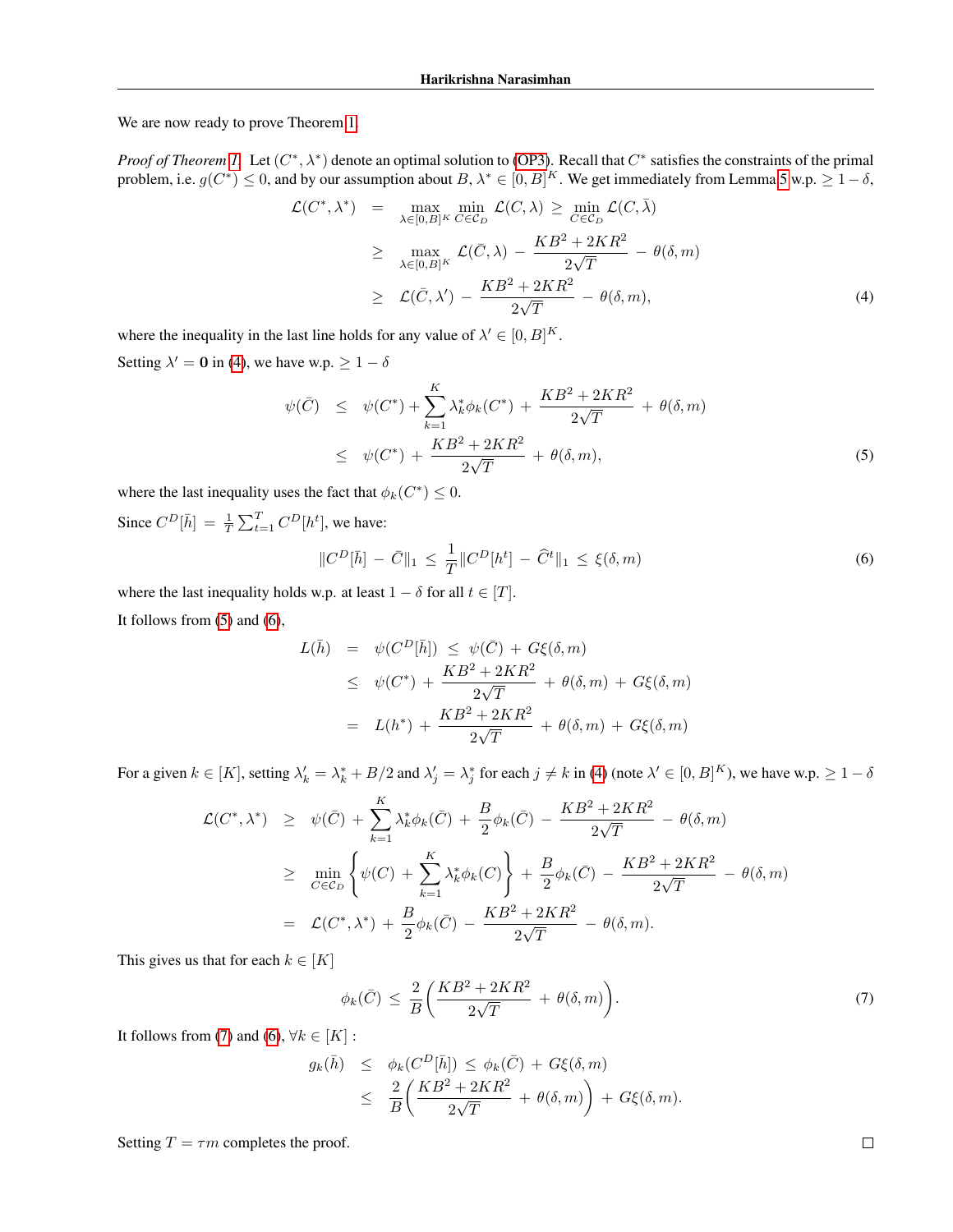We are now ready to prove Theorem 1.

*Proof of Theorem 1.* Let $(C^*, \lambda^*)$ denote an optimal solution to (OP3). Recall that $C^*$ satisfies the constraints of the primal problem, i.e. $g(C^*) \leq 0$, and by our assumption about $B$, $\lambda^* \in [0, B]^K$. We get immediately from Lemma 5 w.p. $\geq 1 - \delta$,

$$
\begin{aligned}
\mathcal{L}(C^*, \lambda^*) &= \max_{\lambda \in [0,B]^K} \min_{C \in \mathcal{C}_D} \mathcal{L}(C, \lambda) \geq \min_{C \in \mathcal{C}_D} \mathcal{L}(C, \bar{\lambda}) \\
&\geq \max_{\lambda \in [0,B]^K} \mathcal{L}(\bar{C}, \lambda) - \frac{KB^2 + 2KR^2}{2\sqrt{T}} - \theta(\delta, m) \\
&\geq \mathcal{L}(\bar{C}, \lambda') - \frac{KB^2 + 2KR^2}{2\sqrt{T}} - \theta(\delta, m), \qquad (4)
\end{aligned}
$$

where the inequality in the last line holds for any value of $\lambda' \in [0, B]^K$.

Setting $\lambda' = \mathbf{0}$ in (4), we have w.p. $\geq 1 - \delta$

$$
\begin{aligned}
\psi(\bar{C}) &\leq \psi(C^*) + \sum_{k=1}^{K} \lambda_k^* \phi_k(C^*) + \frac{KB^2 + 2KR^2}{2\sqrt{T}} + \theta(\delta, m) \\
&\leq \psi(C^*) + \frac{KB^2 + 2KR^2}{2\sqrt{T}} + \theta(\delta, m), \qquad (5)
\end{aligned}
$$

where the last inequality uses the fact that $\phi_k(C^*) \leq 0$.

Since $C^D[\bar{h}] = \frac{1}{T}\sum_{t=1}^{T} C^D[h^t]$, we have:

$$
\|C^D[\bar{h}] - \bar{C}\|_1 \leq \frac{1}{T}\|C^D[h^t] - \widehat{C}^t\|_1 \leq \xi(\delta, m) \qquad (6)
$$

where the last inequality holds w.p. at least $1 - \delta$ for all $t \in [T]$.

It follows from (5) and (6),

$$
\begin{aligned}
L(\bar{h}) &= \psi(C^D[\bar{h}]) \leq \psi(\bar{C}) + G\xi(\delta, m) \\
&\leq \psi(C^*) + \frac{KB^2 + 2KR^2}{2\sqrt{T}} + \theta(\delta, m) + G\xi(\delta, m) \\
&= L(h^*) + \frac{KB^2 + 2KR^2}{2\sqrt{T}} + \theta(\delta, m) + G\xi(\delta, m)
\end{aligned}
$$

For a given $k \in [K]$, setting $\lambda'_k = \lambda^*_k + B/2$ and $\lambda'_j = \lambda^*_j$ for each $j \neq k$ in (4) (note $\lambda' \in [0, B]^K$), we have w.p. $\geq 1 - \delta$

$$
\begin{aligned}
\mathcal{L}(C^*, \lambda^*) &\geq \psi(\bar{C}) + \sum_{k=1}^{K} \lambda_k^* \phi_k(\bar{C}) + \frac{B}{2}\phi_k(\bar{C}) - \frac{KB^2 + 2KR^2}{2\sqrt{T}} - \theta(\delta, m) \\
&\geq \min_{C \in \mathcal{C}_D} \left\{ \psi(C) + \sum_{k=1}^{K} \lambda_k^* \phi_k(C) \right\} + \frac{B}{2}\phi_k(\bar{C}) - \frac{KB^2 + 2KR^2}{2\sqrt{T}} - \theta(\delta, m) \\
&= \mathcal{L}(C^*, \lambda^*) + \frac{B}{2}\phi_k(\bar{C}) - \frac{KB^2 + 2KR^2}{2\sqrt{T}} - \theta(\delta, m).
\end{aligned}
$$

This gives us that for each $k \in [K]$

$$
\phi_k(\bar{C}) \leq \frac{2}{B}\left( \frac{KB^2 + 2KR^2}{2\sqrt{T}} + \theta(\delta, m) \right). \qquad (7)
$$

It follows from (7) and (6), $\forall k \in [K]$ :

$$
\begin{aligned}
g_k(\bar{h}) &\leq \phi_k(C^D[\bar{h}]) \leq \phi_k(\bar{C}) + G\xi(\delta, m) \\
&\leq \frac{2}{B}\left( \frac{KB^2 + 2KR^2}{2\sqrt{T}} + \theta(\delta, m) \right) + G\xi(\delta, m).
\end{aligned}
$$

Setting $T = \tau m$ completes the proof. ☐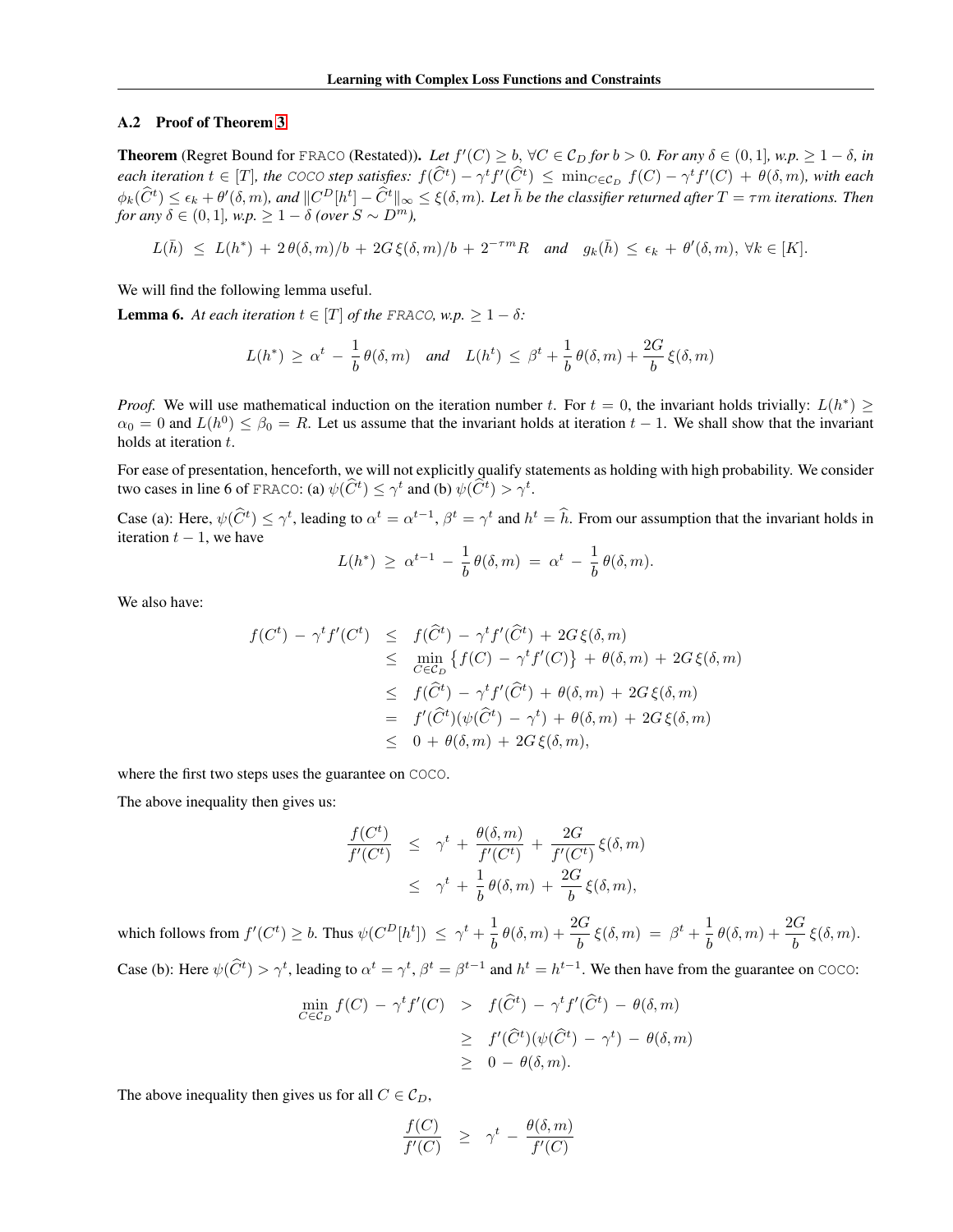### A.2 Proof of Theorem 3

**Theorem** (Regret Bound for FRACO (Restated)). *Let $f'(C) \geq b,\ \forall C \in \mathcal{C}_D$ for $b > 0$. For any $\delta \in (0,1]$, w.p. $\geq 1-\delta$, in each iteration $t \in [T]$, the COCO step satisfies: $f(\widehat{C}^t) - \gamma^t f'(\widehat{C}^t) \leq \min_{C \in \mathcal{C}_D} f(C) - \gamma^t f'(C) + \theta(\delta, m)$, with each $\phi_k(\widehat{C}^t) \leq \epsilon_k + \theta'(\delta, m)$, and $\|C^D[h^t] - \widehat{C}^t\|_\infty \leq \xi(\delta, m)$. Let $\bar{h}$ be the classifier returned after $T = \tau m$ iterations. Then for any $\delta \in (0,1]$, w.p. $\geq 1-\delta$ (over $S \sim D^m$),*

$$L(\bar{h}) \;\leq\; L(h^*) \,+\, 2\,\theta(\delta,m)/b \,+\, 2G\,\xi(\delta,m)/b \,+\, 2^{-\tau m}R \quad \textit{and} \quad g_k(\bar{h}) \,\leq\, \epsilon_k \,+\, \theta'(\delta,m),\ \forall k \in [K].$$

We will find the following lemma useful.

**Lemma 6.** *At each iteration $t \in [T]$ of the FRACO, w.p. $\geq 1-\delta$:*

$$L(h^*) \,\geq\, \alpha^t \,-\, \frac{1}{b}\,\theta(\delta,m) \quad \textit{and} \quad L(h^t) \,\leq\, \beta^t + \frac{1}{b}\,\theta(\delta,m) + \frac{2G}{b}\,\xi(\delta,m)$$

*Proof.* We will use mathematical induction on the iteration number $t$. For $t = 0$, the invariant holds trivially: $L(h^*) \geq \alpha_0 = 0$ and $L(h^0) \leq \beta_0 = R$. Let us assume that the invariant holds at iteration $t-1$. We shall show that the invariant holds at iteration $t$.

For ease of presentation, henceforth, we will not explicitly qualify statements as holding with high probability. We consider two cases in line 6 of FRACO: (a) $\psi(\widehat{C}^t) \leq \gamma^t$ and (b) $\psi(\widehat{C}^t) > \gamma^t$.

Case (a): Here, $\psi(\widehat{C}^t) \leq \gamma^t$, leading to $\alpha^t = \alpha^{t-1}$, $\beta^t = \gamma^t$ and $h^t = \widehat{h}$. From our assumption that the invariant holds in iteration $t-1$, we have

$$L(h^*) \,\geq\, \alpha^{t-1} \,-\, \frac{1}{b}\,\theta(\delta,m) \,=\, \alpha^t \,-\, \frac{1}{b}\,\theta(\delta,m).$$

We also have:

$$\begin{aligned}
f(C^t) \,-\, \gamma^t f'(C^t) &\leq f(\widehat{C}^t) \,-\, \gamma^t f'(\widehat{C}^t) \,+\, 2G\,\xi(\delta,m) \\
&\leq \min_{C \in \mathcal{C}_D} \left\{ f(C) \,-\, \gamma^t f'(C) \right\} \,+\, \theta(\delta,m) \,+\, 2G\,\xi(\delta,m) \\
&\leq f(\widehat{C}^t) \,-\, \gamma^t f'(\widehat{C}^t) \,+\, \theta(\delta,m) \,+\, 2G\,\xi(\delta,m) \\
&= f'(\widehat{C}^t)(\psi(\widehat{C}^t) \,-\, \gamma^t) \,+\, \theta(\delta,m) \,+\, 2G\,\xi(\delta,m) \\
&\leq 0 \,+\, \theta(\delta,m) \,+\, 2G\,\xi(\delta,m),
\end{aligned}$$

where the first two steps uses the guarantee on COCO.

The above inequality then gives us:

$$\begin{aligned}
\frac{f(C^t)}{f'(C^t)} &\leq \gamma^t \,+\, \frac{\theta(\delta,m)}{f'(C^t)} \,+\, \frac{2G}{f'(C^t)}\,\xi(\delta,m) \\
&\leq \gamma^t \,+\, \frac{1}{b}\,\theta(\delta,m) \,+\, \frac{2G}{b}\,\xi(\delta,m),
\end{aligned}$$

which follows from $f'(C^t) \geq b$. Thus $\psi(C^D[h^t]) \,\leq\, \gamma^t + \frac{1}{b}\,\theta(\delta,m) + \frac{2G}{b}\,\xi(\delta,m) \,=\, \beta^t + \frac{1}{b}\,\theta(\delta,m) + \frac{2G}{b}\,\xi(\delta,m)$.

Case (b): Here $\psi(\widehat{C}^t) > \gamma^t$, leading to $\alpha^t = \gamma^t$, $\beta^t = \beta^{t-1}$ and $h^t = h^{t-1}$. We then have from the guarantee on COCO:

$$\begin{aligned}
\min_{C \in \mathcal{C}_D} f(C) \,-\, \gamma^t f'(C) &> f(\widehat{C}^t) \,-\, \gamma^t f'(\widehat{C}^t) \,-\, \theta(\delta,m) \\
&\geq f'(\widehat{C}^t)(\psi(\widehat{C}^t) \,-\, \gamma^t) \,-\, \theta(\delta,m) \\
&\geq 0 \,-\, \theta(\delta,m).
\end{aligned}$$

The above inequality then gives us for all $C \in \mathcal{C}_D$,

$$\frac{f(C)}{f'(C)} \;\geq\; \gamma^t \,-\, \frac{\theta(\delta,m)}{f'(C)}$$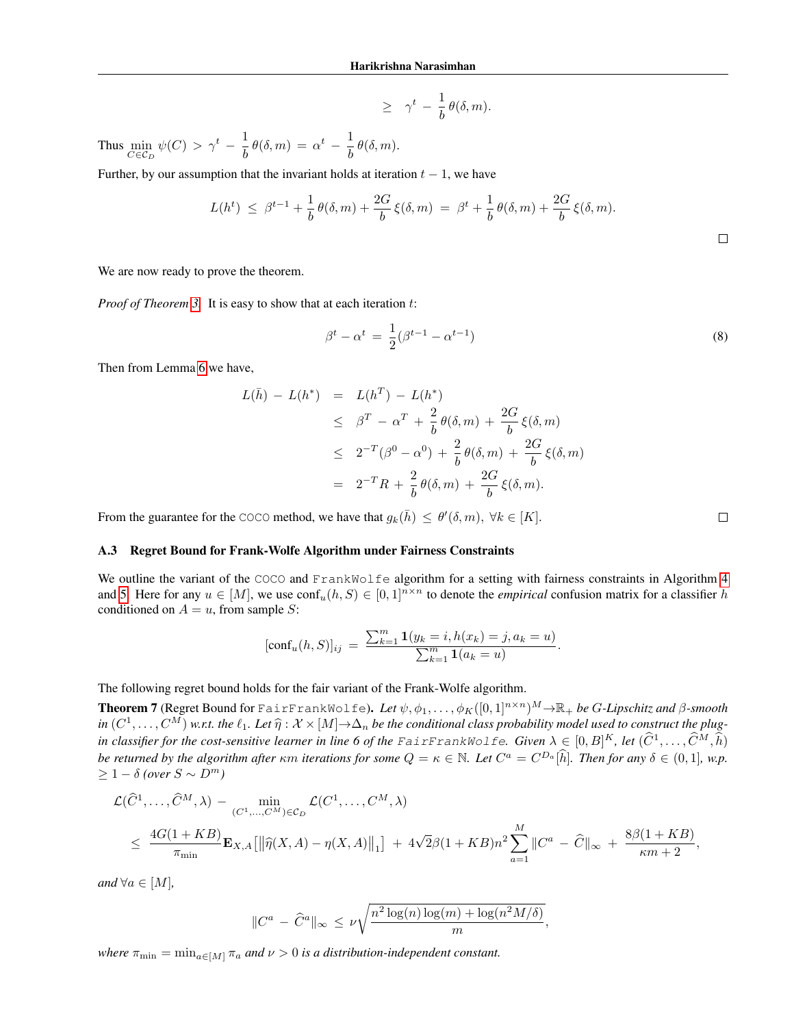$$\geq \gamma^t - \frac{1}{b}\theta(\delta, m).$$

Thus $\min_{C \in \mathcal{C}_D} \psi(C) > \gamma^t - \frac{1}{b}\theta(\delta, m) = \alpha^t - \frac{1}{b}\theta(\delta, m)$.

Further, by our assumption that the invariant holds at iteration $t-1$, we have

$$L(h^t) \leq \beta^{t-1} + \frac{1}{b}\theta(\delta, m) + \frac{2G}{b}\xi(\delta, m) = \beta^t + \frac{1}{b}\theta(\delta, m) + \frac{2G}{b}\xi(\delta, m).$$

□

We are now ready to prove the theorem.

*Proof of Theorem 3.* It is easy to show that at each iteration $t$:

$$\beta^t - \alpha^t = \frac{1}{2}(\beta^{t-1} - \alpha^{t-1}) \tag{8}$$

Then from Lemma 6 we have,

$$\begin{aligned}
L(\bar{h}) - L(h^*) &= L(h^T) - L(h^*) \\
&\leq \beta^T - \alpha^T + \frac{2}{b}\theta(\delta, m) + \frac{2G}{b}\xi(\delta, m) \\
&\leq 2^{-T}(\beta^0 - \alpha^0) + \frac{2}{b}\theta(\delta, m) + \frac{2G}{b}\xi(\delta, m) \\
&= 2^{-T}R + \frac{2}{b}\theta(\delta, m) + \frac{2G}{b}\xi(\delta, m).
\end{aligned}$$

From the guarantee for the `COCO` method, we have that $g_k(\bar{h}) \leq \theta'(\delta, m), \forall k \in [K]$. □

### A.3 Regret Bound for Frank-Wolfe Algorithm under Fairness Constraints

We outline the variant of the `COCO` and `FrankWolfe` algorithm for a setting with fairness constraints in Algorithm 4 and 5. Here for any $u \in [M]$, we use $\text{conf}_u(h, S) \in [0,1]^{n \times n}$ to denote the *empirical* confusion matrix for a classifier $h$ conditioned on $A = u$, from sample $S$:

$$[\text{conf}_u(h, S)]_{ij} = \frac{\sum_{k=1}^m \mathbf{1}(y_k = i, h(x_k) = j, a_k = u)}{\sum_{k=1}^m \mathbf{1}(a_k = u)}.$$

The following regret bound holds for the fair variant of the Frank-Wolfe algorithm.

**Theorem 7** (Regret Bound for `FairFrankWolfe`)**.** *Let $\psi, \phi_1, \ldots, \phi_K([0,1]^{n\times n})^M \to \mathbb{R}_+$ be $G$-Lipschitz and $\beta$-smooth in $(C^1, \ldots, C^M)$ w.r.t. the $\ell_1$. Let $\widehat{\eta} : \mathcal{X} \times [M] \to \Delta_n$ be the conditional class probability model used to construct the plug-in classifier for the cost-sensitive learner in line 6 of the `FairFrankWolfe`. Given $\lambda \in [0, B]^K$, let $(\widehat{C}^1, \ldots, \widehat{C}^M, \widehat{h})$ be returned by the algorithm after $\kappa m$ iterations for some $Q = \kappa \in \mathbb{N}$. Let $C^a = C^{D_a}[\widehat{h}]$. Then for any $\delta \in (0, 1]$, w.p. $\geq 1 - \delta$ (over $S \sim D^m$)*

$$\begin{aligned}
&\mathcal{L}(\widehat{C}^1, \ldots, \widehat{C}^M, \lambda) - \min_{(C^1, \ldots, C^M) \in \mathcal{C}_D} \mathcal{L}(C^1, \ldots, C^M, \lambda) \\
&\leq \frac{4G(1 + KB)}{\pi_{\min}} \mathbf{E}_{X,A}\left[\left\|\widehat{\eta}(X, A) - \eta(X, A)\right\|_1\right] + 4\sqrt{2}\beta(1 + KB)n^2 \sum_{a=1}^M \|C^a - \widehat{C}\|_\infty + \frac{8\beta(1 + KB)}{\kappa m + 2},
\end{aligned}$$

*and $\forall a \in [M]$,*

$$\|C^a - \widehat{C}^a\|_\infty \leq \nu\sqrt{\frac{n^2\log(n)\log(m) + \log(n^2M/\delta)}{m}},$$

*where $\pi_{\min} = \min_{a \in [M]} \pi_a$ and $\nu > 0$ is a distribution-independent constant.*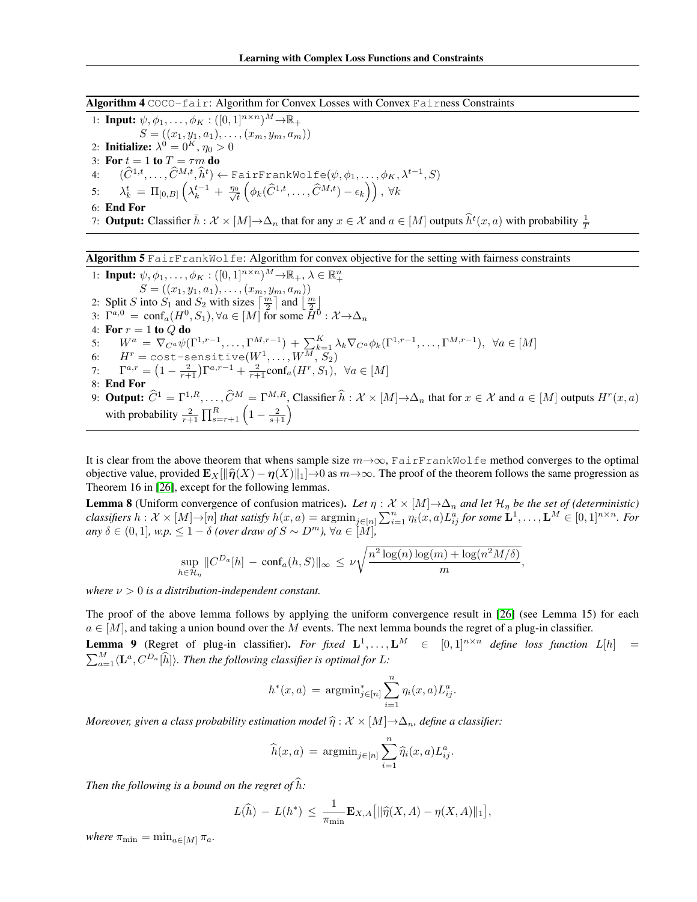**Algorithm 4** `COCO-fair`: Algorithm for Convex Losses with Convex `Fair`ness Constraints

1: **Input:** $\psi, \phi_1, \ldots, \phi_K : ([0,1]^{n\times n})^M \to \mathbb{R}_+$
  $S = ((x_1, y_1, a_1), \ldots, (x_m, y_m, a_m))$
2: **Initialize:** $\lambda^0 = 0^K$, $\eta_0 > 0$
3: **For** $t = 1$ **to** $T = \tau m$ **do**
4: $\quad (\widehat{C}^{1,t}, \ldots, \widehat{C}^{M,t}, \widehat{h}^t) \leftarrow \texttt{FairFrankWolfe}(\psi, \phi_1, \ldots, \phi_K, \lambda^{t-1}, S)$
5: $\quad \lambda_k^t = \Pi_{[0,B]}\left(\lambda_k^{t-1} + \frac{\eta_0}{\sqrt{t}}\left(\phi_k(\widehat{C}^{1,t}, \ldots, \widehat{C}^{M,t}) - \epsilon_k\right)\right), \forall k$
6: **End For**
7: **Output:** Classifier $\bar{h} : \mathcal{X} \times [M] \to \Delta_n$ that for any $x \in \mathcal{X}$ and $a \in [M]$ outputs $\widehat{h}^t(x, a)$ with probability $\frac{1}{T}$

**Algorithm 5** `FairFrankWolfe`: Algorithm for convex objective for the setting with fairness constraints

1: **Input:** $\psi, \phi_1, \ldots, \phi_K : ([0,1]^{n\times n})^M \to \mathbb{R}_+$, $\lambda \in \mathbb{R}_+^n$
  $S = ((x_1, y_1, a_1), \ldots, (x_m, y_m, a_m))$
2: Split $S$ into $S_1$ and $S_2$ with sizes $\left\lceil \frac{m}{2} \right\rceil$ and $\left\lfloor \frac{m}{2} \right\rfloor$
3: $\Gamma^{a,0} = \text{conf}_a(H^0, S_1), \forall a \in [M]$ for some $H^0 : \mathcal{X} \to \Delta_n$
4: **For** $r = 1$ **to** $Q$ **do**
5: $\quad W^a = \nabla_{C^a}\psi(\Gamma^{1,r-1}, \ldots, \Gamma^{M,r-1}) + \sum_{k=1}^K \lambda_k \nabla_{C^a}\phi_k(\Gamma^{1,r-1}, \ldots, \Gamma^{M,r-1}), \ \forall a \in [M]$
6: $\quad H^r = \texttt{cost-sensitive}(W^1, \ldots, W^M, S_2)$
7: $\quad \Gamma^{a,r} = \left(1 - \frac{2}{r+1}\right)\Gamma^{a,r-1} + \frac{2}{r+1}\text{conf}_a(H^r, S_1), \ \forall a \in [M]$
8: **End For**
9: **Output:** $\widehat{C}^1 = \Gamma^{1,R}, \ldots, \widehat{C}^M = \Gamma^{M,R}$, Classifier $\widehat{h} : \mathcal{X} \times [M] \to \Delta_n$ that for $x \in \mathcal{X}$ and $a \in [M]$ outputs $H^r(x, a)$ with probability $\frac{2}{r+1}\prod_{s=r+1}^R \left(1 - \frac{2}{s+1}\right)$

It is clear from the above theorem that whens sample size $m \to \infty$, `FairFrankWolfe` method converges to the optimal objective value, provided $\mathbf{E}_X[\|\widehat{\boldsymbol{\eta}}(X) - \boldsymbol{\eta}(X)\|_1] \to 0$ as $m \to \infty$. The proof of the theorem follows the same progression as Theorem 16 in [26], except for the following lemmas.

**Lemma 8** (Uniform convergence of confusion matrices). *Let $\eta : \mathcal{X} \times [M] \to \Delta_n$ and let $\mathcal{H}_\eta$ be the set of (deterministic) classifiers $h : \mathcal{X} \times [M] \to [n]$ that satisfy $h(x, a) = \operatorname{argmin}_{j\in[n]} \sum_{i=1}^n \eta_i(x, a) L_{ij}^a$ for some $\mathbf{L}^1, \ldots, \mathbf{L}^M \in [0,1]^{n\times n}$. For any $\delta \in (0, 1]$, w.p. $\leq 1 - \delta$ (over draw of $S \sim D^m$), $\forall a \in [M]$,*

$$\sup_{h\in\mathcal{H}_\eta} \|C^{D_a}[h] - \text{conf}_a(h, S)\|_\infty \leq \nu\sqrt{\frac{n^2\log(n)\log(m) + \log(n^2M/\delta)}{m}},$$

*where $\nu > 0$ is a distribution-independent constant.*

The proof of the above lemma follows by applying the uniform convergence result in [26] (see Lemma 15) for each $a \in [M]$, and taking a union bound over the $M$ events. The next lemma bounds the regret of a plug-in classifier.

**Lemma 9** (Regret of plug-in classifier). *For fixed $\mathbf{L}^1, \ldots, \mathbf{L}^M \in [0,1]^{n\times n}$ define loss function $L[h] = \sum_{a=1}^M \langle \mathbf{L}^a, C^{D_a}[\widehat{h}] \rangle$. Then the following classifier is optimal for $L$:*

$$h^*(x, a) = \operatorname{argmin}^*_{j\in[n]} \sum_{i=1}^n \eta_i(x, a) L_{ij}^a.$$

*Moreover, given a class probability estimation model $\widehat{\eta} : \mathcal{X} \times [M] \to \Delta_n$, define a classifier:*

$$\widehat{h}(x, a) = \operatorname{argmin}_{j\in[n]} \sum_{i=1}^n \widehat{\eta}_i(x, a) L_{ij}^a.$$

*Then the following is a bound on the regret of $\widehat{h}$:*

$$L(\widehat{h}) - L(h^*) \leq \frac{1}{\pi_{\min}} \mathbf{E}_{X,A}\big[\|\widehat{\eta}(X, A) - \eta(X, A)\|_1\big],$$

*where $\pi_{\min} = \min_{a\in[M]} \pi_a$.*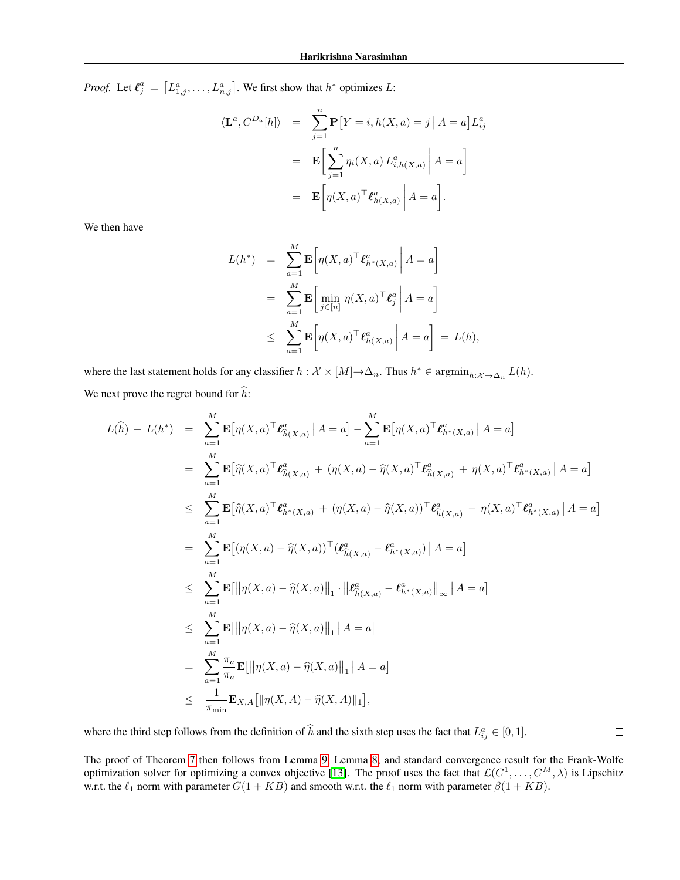*Proof.* Let $\boldsymbol{\ell}_j^a = \left[L_{1,j}^a, \ldots, L_{n,j}^a\right]$. We first show that $h^*$ optimizes $L$:

$$
\begin{aligned}
\langle \mathbf{L}^a, C^{D_a}[h] \rangle &= \sum_{j=1}^{n} \mathbf{P}\big[Y = i, h(X,a) = j \,\big|\, A = a\big] L_{ij}^a \\
&= \mathbf{E}\bigg[\sum_{j=1}^{n} \eta_i(X,a)\, L_{i,h(X,a)}^a \,\bigg|\, A = a\bigg] \\
&= \mathbf{E}\bigg[\eta(X,a)^\top \boldsymbol{\ell}_{h(X,a)}^a \,\bigg|\, A = a\bigg].
\end{aligned}
$$

We then have

$$
\begin{aligned}
L(h^*) &= \sum_{a=1}^{M} \mathbf{E}\bigg[\eta(X,a)^\top \boldsymbol{\ell}_{h^*(X,a)}^a \,\bigg|\, A = a\bigg] \\
&= \sum_{a=1}^{M} \mathbf{E}\bigg[\min_{j \in [n]} \eta(X,a)^\top \boldsymbol{\ell}_j^a \,\bigg|\, A = a\bigg] \\
&\leq \sum_{a=1}^{M} \mathbf{E}\bigg[\eta(X,a)^\top \boldsymbol{\ell}_{h(X,a)}^a \,\bigg|\, A = a\bigg] \;=\; L(h),
\end{aligned}
$$

where the last statement holds for any classifier $h : \mathcal{X} \times [M] \to \Delta_n$. Thus $h^* \in \operatorname{argmin}_{h:\mathcal{X} \to \Delta_n} L(h)$.

We next prove the regret bound for $\widehat{h}$:

$$
\begin{aligned}
L(\widehat{h}) \,-\, L(h^*) &= \sum_{a=1}^{M} \mathbf{E}\big[\eta(X,a)^\top \boldsymbol{\ell}_{\widehat{h}(X,a)}^a \,|\, A = a\big] - \sum_{a=1}^{M} \mathbf{E}\big[\eta(X,a)^\top \boldsymbol{\ell}_{h^*(X,a)}^a \,|\, A = a\big] \\
&= \sum_{a=1}^{M} \mathbf{E}\big[\widehat{\eta}(X,a)^\top \boldsymbol{\ell}_{\widehat{h}(X,a)}^a \,+\, (\eta(X,a) - \widehat{\eta}(X,a)^\top \boldsymbol{\ell}_{\widehat{h}(X,a)}^a \,+\, \eta(X,a)^\top \boldsymbol{\ell}_{h^*(X,a)}^a \,|\, A = a\big] \\
&\leq \sum_{a=1}^{M} \mathbf{E}\big[\widehat{\eta}(X,a)^\top \boldsymbol{\ell}_{h^*(X,a)}^a \,+\, (\eta(X,a) - \widehat{\eta}(X,a))^\top \boldsymbol{\ell}_{\widehat{h}(X,a)}^a \,-\, \eta(X,a)^\top \boldsymbol{\ell}_{h^*(X,a)}^a \,|\, A = a\big] \\
&= \sum_{a=1}^{M} \mathbf{E}\big[(\eta(X,a) - \widehat{\eta}(X,a))^\top (\boldsymbol{\ell}_{\widehat{h}(X,a)}^a - \boldsymbol{\ell}_{h^*(X,a)}^a) \,|\, A = a\big] \\
&\leq \sum_{a=1}^{M} \mathbf{E}\big[\big\|\eta(X,a) - \widehat{\eta}(X,a)\big\|_1 \cdot \big\|\boldsymbol{\ell}_{\widehat{h}(X,a)}^a - \boldsymbol{\ell}_{h^*(X,a)}^a\big\|_\infty \,|\, A = a\big] \\
&\leq \sum_{a=1}^{M} \mathbf{E}\big[\big\|\eta(X,a) - \widehat{\eta}(X,a)\big\|_1 \,|\, A = a\big] \\
&= \sum_{a=1}^{M} \frac{\pi_a}{\pi_a} \mathbf{E}\big[\big\|\eta(X,a) - \widehat{\eta}(X,a)\big\|_1 \,|\, A = a\big] \\
&\leq \frac{1}{\pi_{\min}} \mathbf{E}_{X,A}\big[\|\eta(X,A) - \widehat{\eta}(X,A)\|_1\big],
\end{aligned}
$$

where the third step follows from the definition of $\widehat{h}$ and the sixth step uses the fact that $L_{ij}^a \in [0,1]$. $\square$

The proof of Theorem 7 then follows from Lemma 9, Lemma 8, and standard convergence result for the Frank-Wolfe optimization solver for optimizing a convex objective [13]. The proof uses the fact that $\mathcal{L}(C^1, \ldots, C^M, \lambda)$ is Lipschitz w.r.t. the $\ell_1$ norm with parameter $G(1 + KB)$ and smooth w.r.t. the $\ell_1$ norm with parameter $\beta(1 + KB)$.